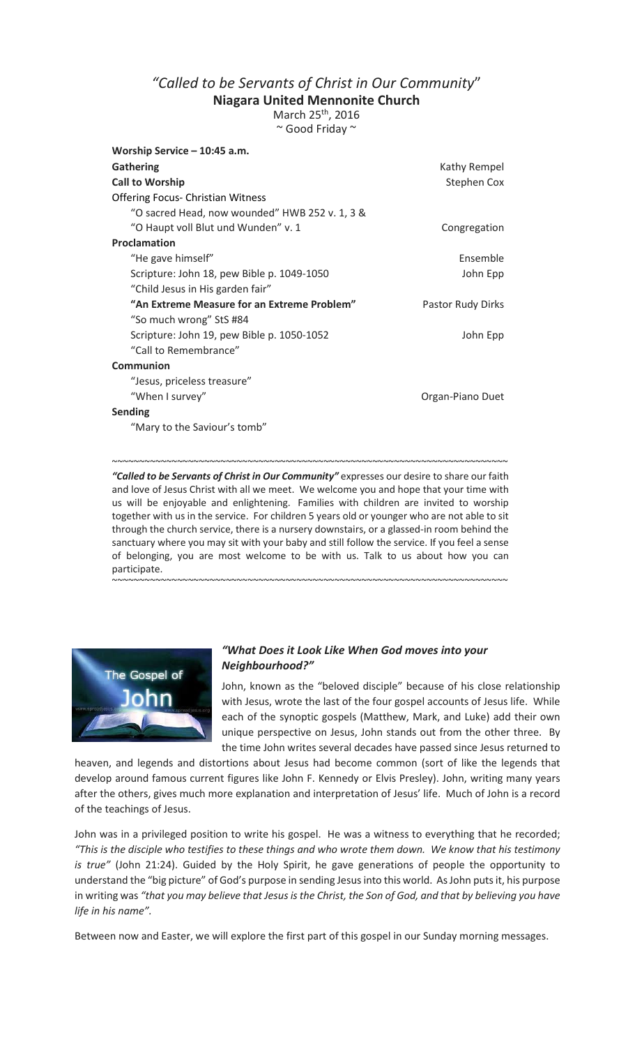## *"Called to be Servants of Christ in Our Community"*

**Niagara United Mennonite Church**

March 25th, 2016

~ Good Friday ~

| **Worship Service – 10:45 a.m.** | |
|---|---|
| **Gathering** | Kathy Rempel |
| **Call to Worship** | Stephen Cox |
| Offering Focus- Christian Witness | |
| "O sacred Head, now wounded" HWB 252 v. 1, 3 & | |
| "O Haupt voll Blut und Wunden" v. 1 | Congregation |
| **Proclamation** | |
| "He gave himself" | Ensemble |
| Scripture: John 18, pew Bible p. 1049-1050 | John Epp |
| "Child Jesus in His garden fair" | |
| **"An Extreme Measure for an Extreme Problem"** | Pastor Rudy Dirks |
| "So much wrong" StS #84 | |
| Scripture: John 19, pew Bible p. 1050-1052 | John Epp |
| "Call to Remembrance" | |
| **Communion** | |
| "Jesus, priceless treasure" | |
| "When I survey" | Organ-Piano Duet |
| **Sending** | |
| "Mary to the Saviour's tomb" | |

~~~~~~~~~~~~~~~~~~~~~~~~~~~~~~~~~~~~~~~~~~~~~~~~~~~~~~~~~~~~~~~~~~~~~~~~

***"Called to be Servants of Christ in Our Community"*** expresses our desire to share our faith and love of Jesus Christ with all we meet. We welcome you and hope that your time with us will be enjoyable and enlightening. Families with children are invited to worship together with us in the service. For children 5 years old or younger who are not able to sit through the church service, there is a nursery downstairs, or a glassed-in room behind the sanctuary where you may sit with your baby and still follow the service. If you feel a sense of belonging, you are most welcome to be with us. Talk to us about how you can participate.

~~~~~~~~~~~~~~~~~~~~~~~~~~~~~~~~~~~~~~~~~~~~~~~~~~~~~~~~~~~~~~~~~~~~~~~~

### *"What Does it Look Like When God moves into your Neighbourhood?"*

John, known as the "beloved disciple" because of his close relationship with Jesus, wrote the last of the four gospel accounts of Jesus life. While each of the synoptic gospels (Matthew, Mark, and Luke) add their own unique perspective on Jesus, John stands out from the other three. By the time John writes several decades have passed since Jesus returned to heaven, and legends and distortions about Jesus had become common (sort of like the legends that develop around famous current figures like John F. Kennedy or Elvis Presley). John, writing many years after the others, gives much more explanation and interpretation of Jesus' life. Much of John is a record of the teachings of Jesus.

John was in a privileged position to write his gospel. He was a witness to everything that he recorded; *"This is the disciple who testifies to these things and who wrote them down. We know that his testimony is true"* (John 21:24). Guided by the Holy Spirit, he gave generations of people the opportunity to understand the "big picture" of God's purpose in sending Jesus into this world. As John puts it, his purpose in writing was *"that you may believe that Jesus is the Christ, the Son of God, and that by believing you have life in his name".*

Between now and Easter, we will explore the first part of this gospel in our Sunday morning messages.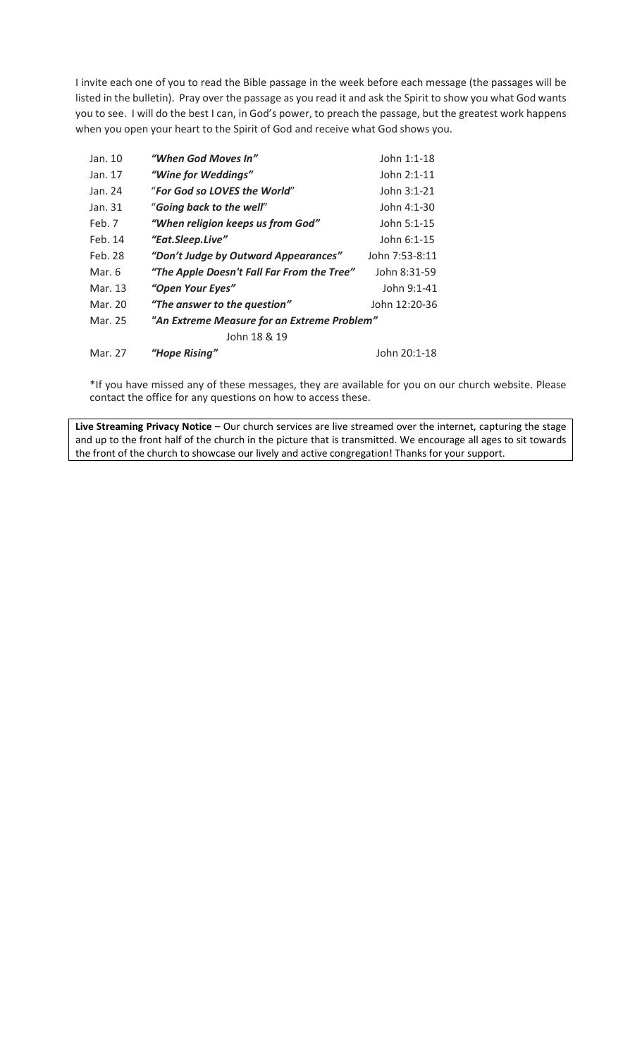I invite each one of you to read the Bible passage in the week before each message (the passages will be listed in the bulletin). Pray over the passage as you read it and ask the Spirit to show you what God wants you to see. I will do the best I can, in God's power, to preach the passage, but the greatest work happens when you open your heart to the Spirit of God and receive what God shows you.

| | | |
|---|---|---|
| Jan. 10 | ***"When God Moves In"*** | John 1:1-18 |
| Jan. 17 | ***"Wine for Weddings"*** | John 2:1-11 |
| Jan. 24 | "***For God so LOVES the World***" | John 3:1-21 |
| Jan. 31 | "***Going back to the well***" | John 4:1-30 |
| Feb. 7 | ***"When religion keeps us from God"*** | John 5:1-15 |
| Feb. 14 | ***"Eat.Sleep.Live"*** | John 6:1-15 |
| Feb. 28 | ***"Don't Judge by Outward Appearances"*** | John 7:53-8:11 |
| Mar. 6 | ***"The Apple Doesn't Fall Far From the Tree"*** | John 8:31-59 |
| Mar. 13 | ***"Open Your Eyes"*** | John 9:1-41 |
| Mar. 20 | ***"The answer to the question"*** | John 12:20-36 |
| Mar. 25 | ***"An Extreme Measure for an Extreme Problem"*** John 18 & 19 | |
| Mar. 27 | ***"Hope Rising"*** | John 20:1-18 |

*If you have missed any of these messages, they are available for you on our church website. Please contact the office for any questions on how to access these.

**Live Streaming Privacy Notice** – Our church services are live streamed over the internet, capturing the stage and up to the front half of the church in the picture that is transmitted. We encourage all ages to sit towards the front of the church to showcase our lively and active congregation! Thanks for your support.